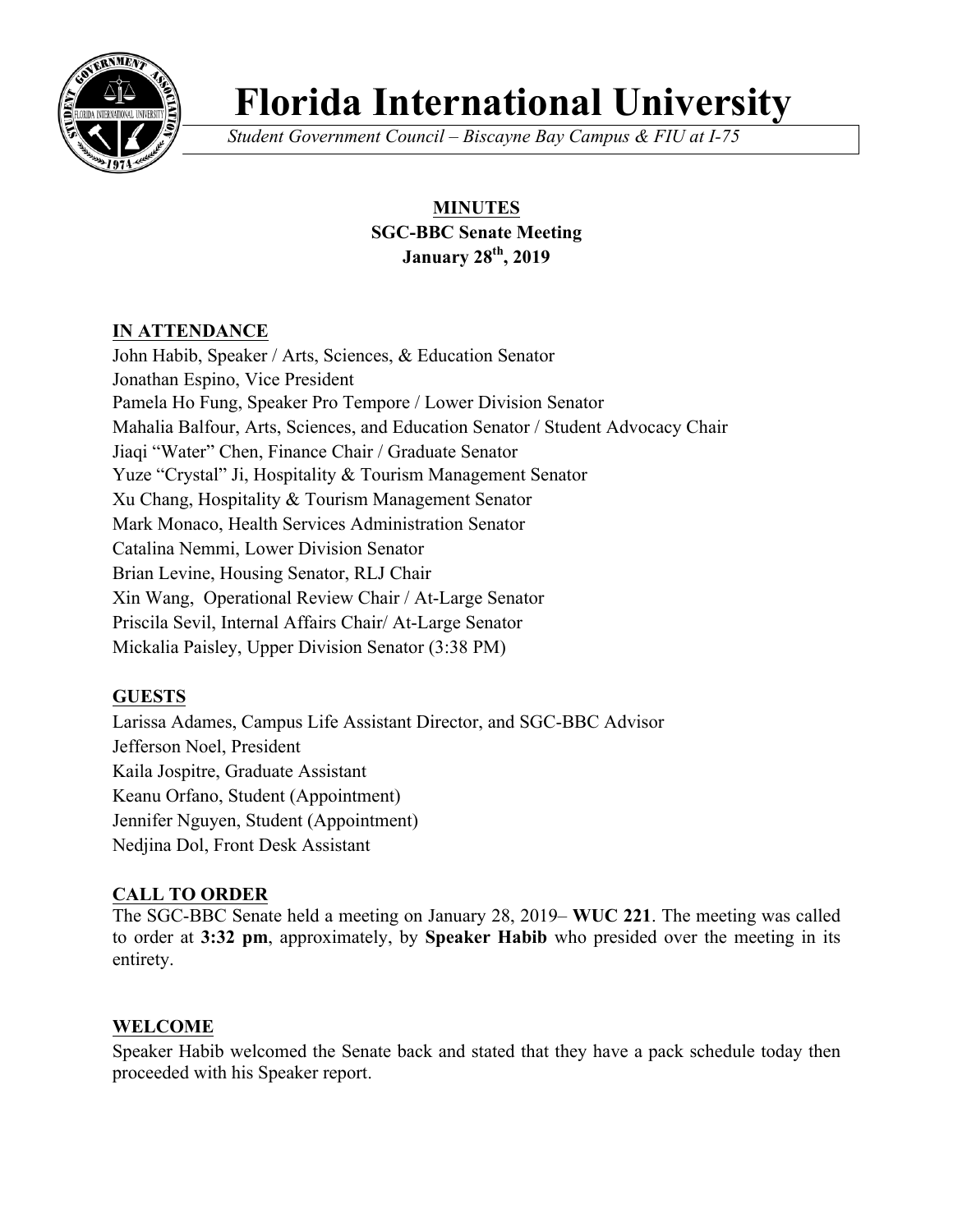# Florida International University

*Student Government Council – Biscayne Bay Campus & FIU at I-75*

**MINUTES**
**SGC-BBC Senate Meeting**
**January 28th, 2019**

## IN ATTENDANCE

John Habib, Speaker / Arts, Sciences, & Education Senator
Jonathan Espino, Vice President
Pamela Ho Fung, Speaker Pro Tempore / Lower Division Senator
Mahalia Balfour, Arts, Sciences, and Education Senator / Student Advocacy Chair
Jiaqi "Water" Chen, Finance Chair / Graduate Senator
Yuze "Crystal" Ji, Hospitality & Tourism Management Senator
Xu Chang, Hospitality & Tourism Management Senator
Mark Monaco, Health Services Administration Senator
Catalina Nemmi, Lower Division Senator
Brian Levine, Housing Senator, RLJ Chair
Xin Wang, Operational Review Chair / At-Large Senator
Priscila Sevil, Internal Affairs Chair/ At-Large Senator
Mickalia Paisley, Upper Division Senator (3:38 PM)

## GUESTS

Larissa Adames, Campus Life Assistant Director, and SGC-BBC Advisor
Jefferson Noel, President
Kaila Jospitre, Graduate Assistant
Keanu Orfano, Student (Appointment)
Jennifer Nguyen, Student (Appointment)
Nedjina Dol, Front Desk Assistant

## CALL TO ORDER

The SGC-BBC Senate held a meeting on January 28, 2019– **WUC 221**. The meeting was called to order at **3:32 pm**, approximately, by **Speaker Habib** who presided over the meeting in its entirety.

## WELCOME

Speaker Habib welcomed the Senate back and stated that they have a pack schedule today then proceeded with his Speaker report.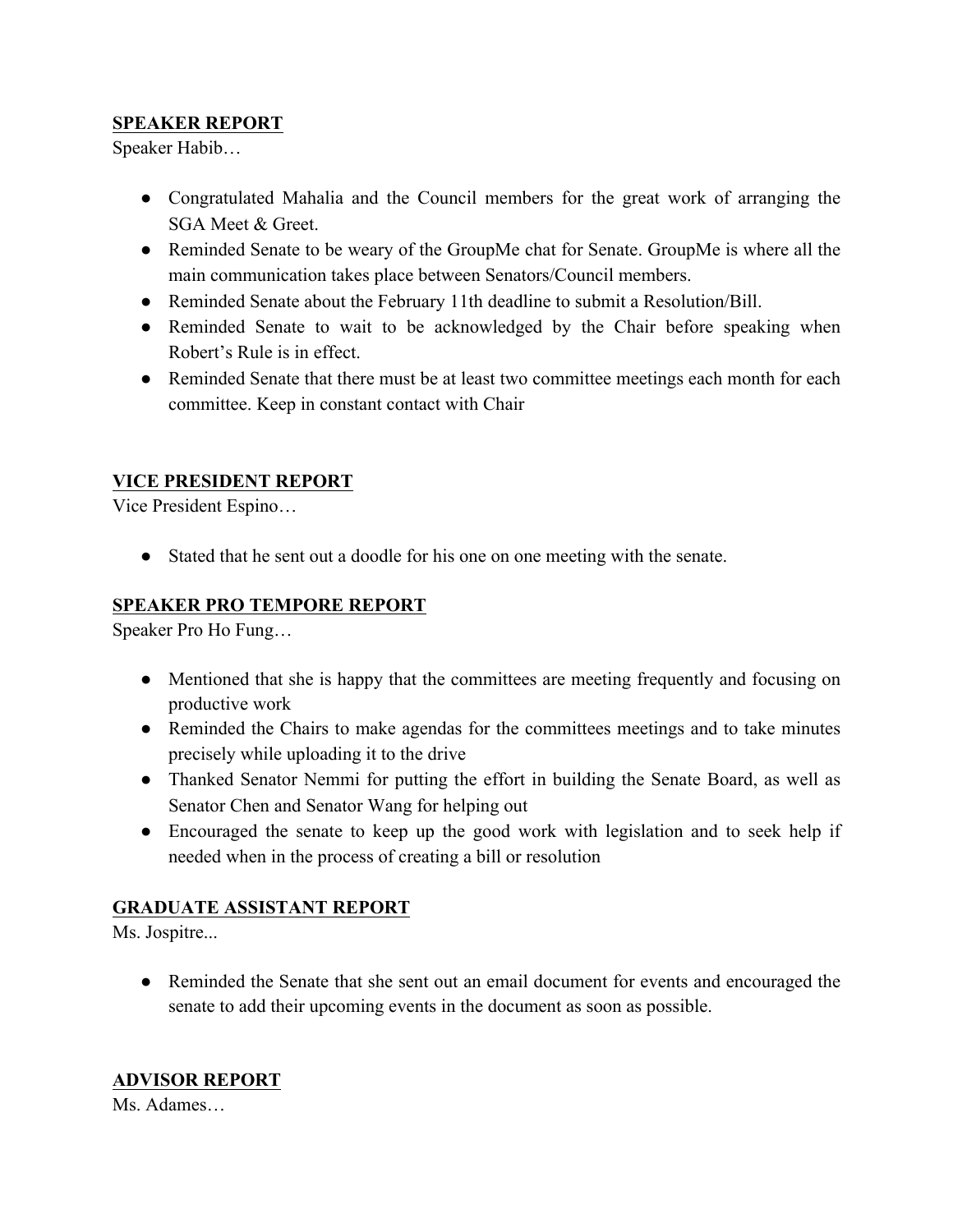**SPEAKER REPORT**

Speaker Habib…

- Congratulated Mahalia and the Council members for the great work of arranging the SGA Meet & Greet.
- Reminded Senate to be weary of the GroupMe chat for Senate. GroupMe is where all the main communication takes place between Senators/Council members.
- Reminded Senate about the February 11th deadline to submit a Resolution/Bill.
- Reminded Senate to wait to be acknowledged by the Chair before speaking when Robert's Rule is in effect.
- Reminded Senate that there must be at least two committee meetings each month for each committee. Keep in constant contact with Chair

**VICE PRESIDENT REPORT**

Vice President Espino…

- Stated that he sent out a doodle for his one on one meeting with the senate.

**SPEAKER PRO TEMPORE REPORT**

Speaker Pro Ho Fung…

- Mentioned that she is happy that the committees are meeting frequently and focusing on productive work
- Reminded the Chairs to make agendas for the committees meetings and to take minutes precisely while uploading it to the drive
- Thanked Senator Nemmi for putting the effort in building the Senate Board, as well as Senator Chen and Senator Wang for helping out
- Encouraged the senate to keep up the good work with legislation and to seek help if needed when in the process of creating a bill or resolution

**GRADUATE ASSISTANT REPORT**

Ms. Jospitre...

- Reminded the Senate that she sent out an email document for events and encouraged the senate to add their upcoming events in the document as soon as possible.

**ADVISOR REPORT**

Ms. Adames…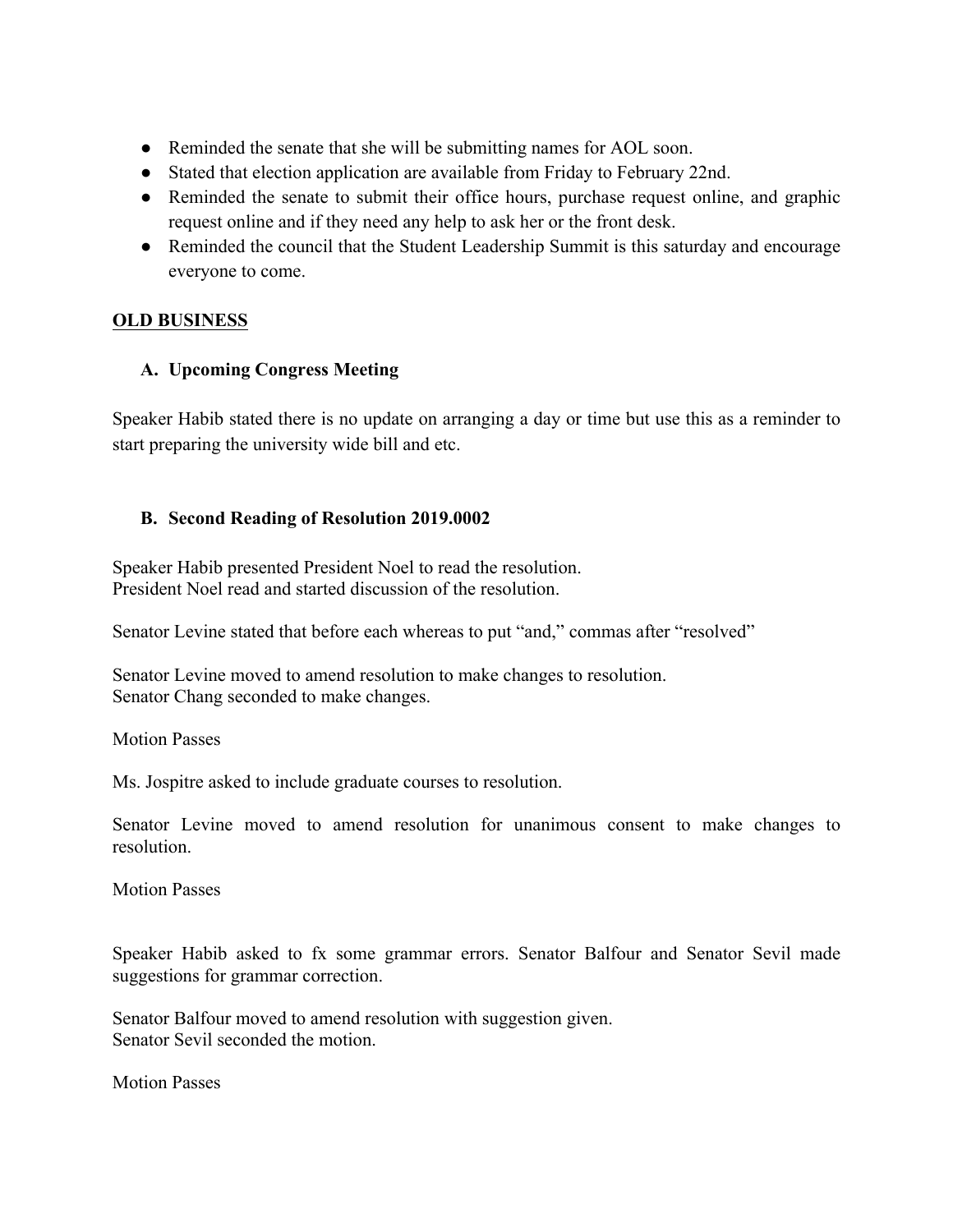- Reminded the senate that she will be submitting names for AOL soon.
- Stated that election application are available from Friday to February 22nd.
- Reminded the senate to submit their office hours, purchase request online, and graphic request online and if they need any help to ask her or the front desk.
- Reminded the council that the Student Leadership Summit is this saturday and encourage everyone to come.

**OLD BUSINESS**

**A. Upcoming Congress Meeting**

Speaker Habib stated there is no update on arranging a day or time but use this as a reminder to start preparing the university wide bill and etc.

**B. Second Reading of Resolution 2019.0002**

Speaker Habib presented President Noel to read the resolution.
President Noel read and started discussion of the resolution.

Senator Levine stated that before each whereas to put "and," commas after "resolved"

Senator Levine moved to amend resolution to make changes to resolution.
Senator Chang seconded to make changes.

Motion Passes

Ms. Jospitre asked to include graduate courses to resolution.

Senator Levine moved to amend resolution for unanimous consent to make changes to resolution.

Motion Passes

Speaker Habib asked to fx some grammar errors. Senator Balfour and Senator Sevil made suggestions for grammar correction.

Senator Balfour moved to amend resolution with suggestion given.
Senator Sevil seconded the motion.

Motion Passes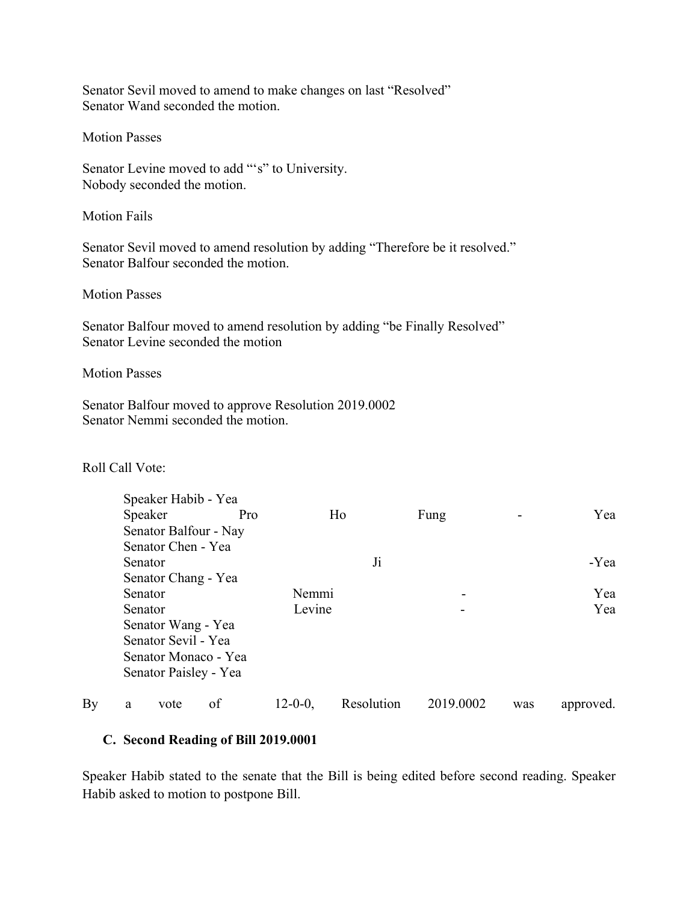Senator Sevil moved to amend to make changes on last "Resolved"
Senator Wand seconded the motion.

Motion Passes

Senator Levine moved to add "'s" to University.
Nobody seconded the motion.

Motion Fails

Senator Sevil moved to amend resolution by adding "Therefore be it resolved."
Senator Balfour seconded the motion.

Motion Passes

Senator Balfour moved to amend resolution by adding "be Finally Resolved"
Senator Levine seconded the motion

Motion Passes

Senator Balfour moved to approve Resolution 2019.0002
Senator Nemmi seconded the motion.

Roll Call Vote:

- Speaker Habib - Yea
- Speaker Pro Ho Fung - Yea
- Senator Balfour - Nay
- Senator Chen - Yea
- Senator Ji -Yea
- Senator Chang - Yea
- Senator Nemmi - Yea
- Senator Levine - Yea
- Senator Wang - Yea
- Senator Sevil - Yea
- Senator Monaco - Yea
- Senator Paisley - Yea

By a vote of 12-0-0, Resolution 2019.0002 was approved.

### C. Second Reading of Bill 2019.0001

Speaker Habib stated to the senate that the Bill is being edited before second reading. Speaker Habib asked to motion to postpone Bill.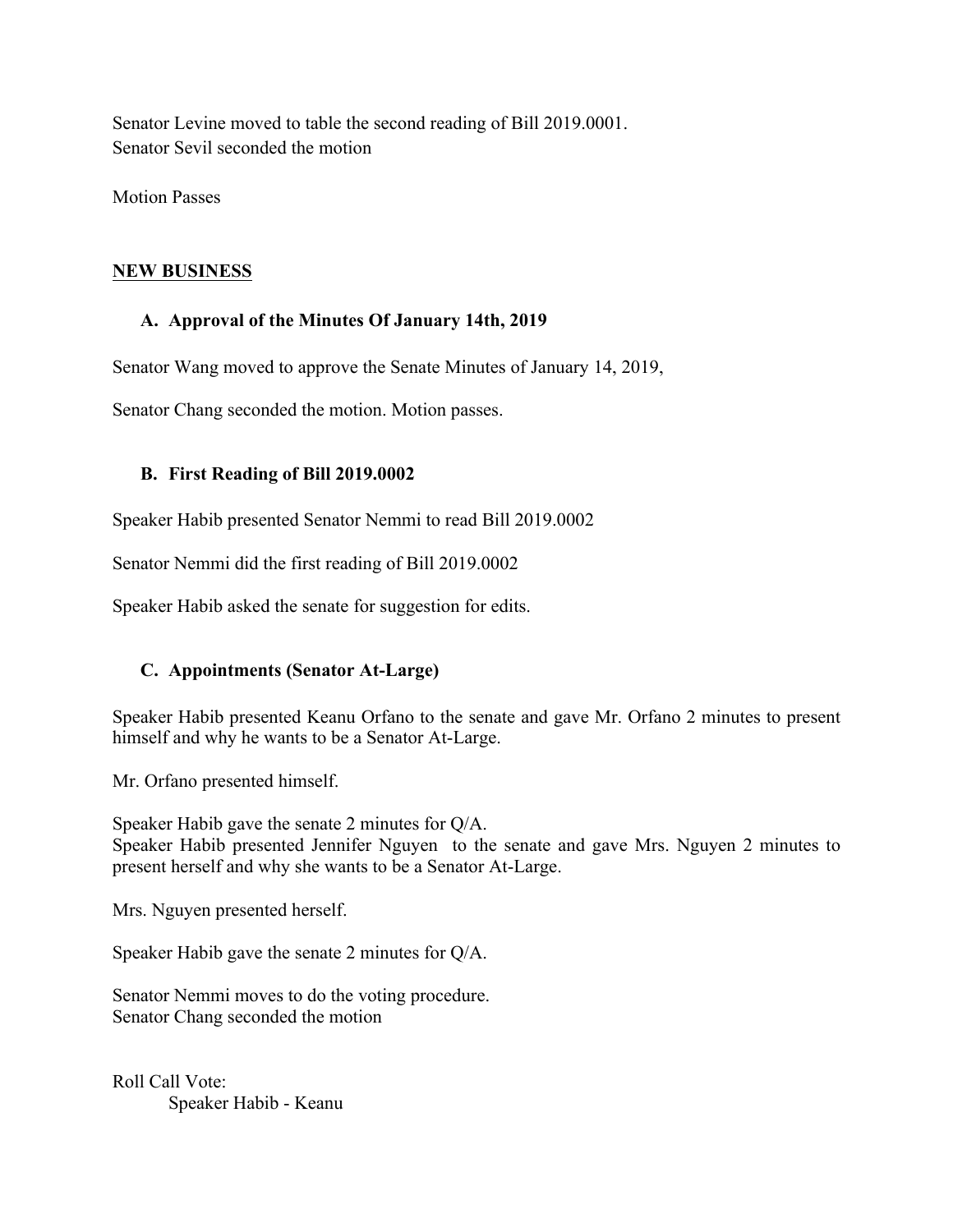Senator Levine moved to table the second reading of Bill 2019.0001.
Senator Sevil seconded the motion

Motion Passes

## NEW BUSINESS

### A. Approval of the Minutes Of January 14th, 2019

Senator Wang moved to approve the Senate Minutes of January 14, 2019,

Senator Chang seconded the motion. Motion passes.

### B. First Reading of Bill 2019.0002

Speaker Habib presented Senator Nemmi to read Bill 2019.0002

Senator Nemmi did the first reading of Bill 2019.0002

Speaker Habib asked the senate for suggestion for edits.

### C. Appointments (Senator At-Large)

Speaker Habib presented Keanu Orfano to the senate and gave Mr. Orfano 2 minutes to present himself and why he wants to be a Senator At-Large.

Mr. Orfano presented himself.

Speaker Habib gave the senate 2 minutes for Q/A.
Speaker Habib presented Jennifer Nguyen to the senate and gave Mrs. Nguyen 2 minutes to present herself and why she wants to be a Senator At-Large.

Mrs. Nguyen presented herself.

Speaker Habib gave the senate 2 minutes for Q/A.

Senator Nemmi moves to do the voting procedure.
Senator Chang seconded the motion

Roll Call Vote:
  Speaker Habib - Keanu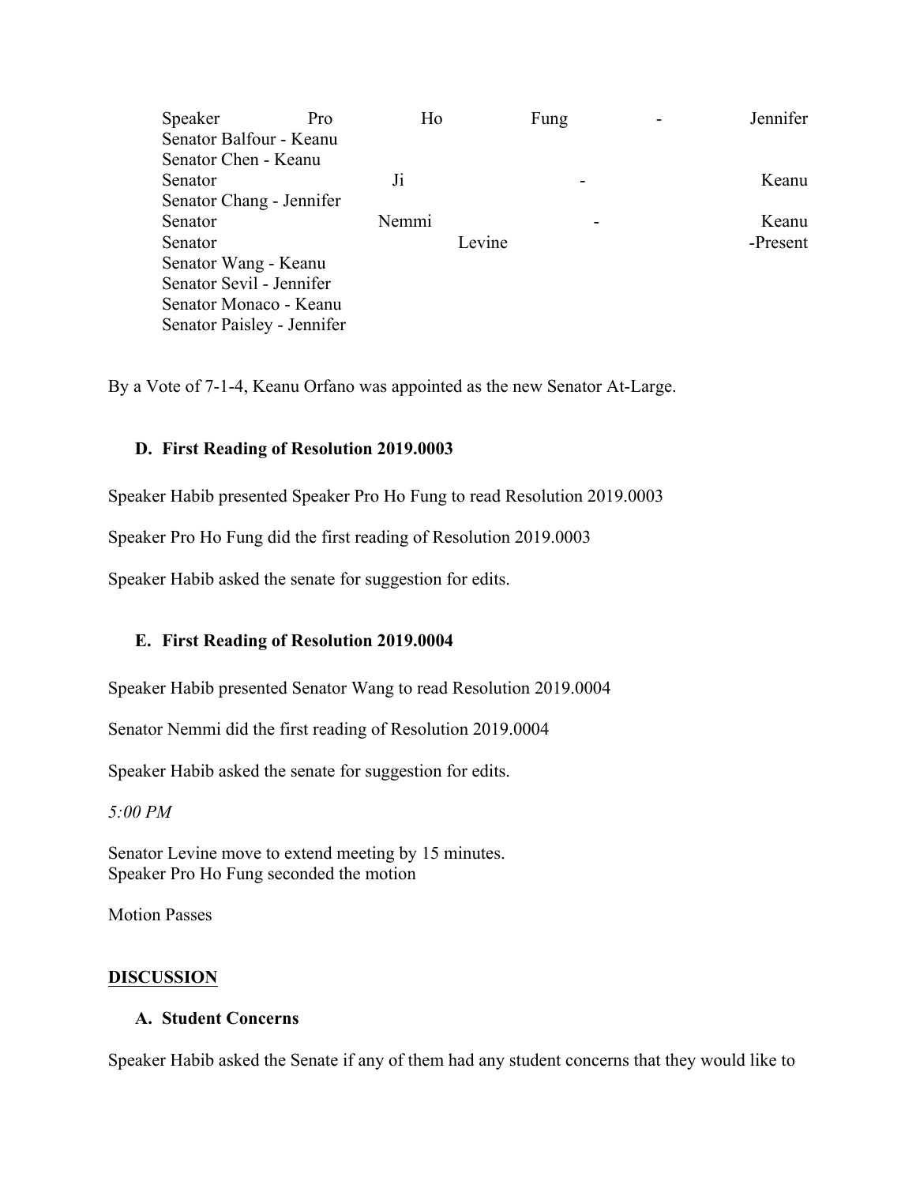Speaker Pro Ho Fung - Jennifer
Senator Balfour - Keanu
Senator Chen - Keanu
Senator Ji - Keanu
Senator Chang - Jennifer
Senator Nemmi - Keanu
Senator Levine -Present
Senator Wang - Keanu
Senator Sevil - Jennifer
Senator Monaco - Keanu
Senator Paisley - Jennifer

By a Vote of 7-1-4, Keanu Orfano was appointed as the new Senator At-Large.

### D. First Reading of Resolution 2019.0003

Speaker Habib presented Speaker Pro Ho Fung to read Resolution 2019.0003

Speaker Pro Ho Fung did the first reading of Resolution 2019.0003

Speaker Habib asked the senate for suggestion for edits.

### E. First Reading of Resolution 2019.0004

Speaker Habib presented Senator Wang to read Resolution 2019.0004

Senator Nemmi did the first reading of Resolution 2019.0004

Speaker Habib asked the senate for suggestion for edits.

*5:00 PM*

Senator Levine move to extend meeting by 15 minutes.
Speaker Pro Ho Fung seconded the motion

Motion Passes

## DISCUSSION

### A. Student Concerns

Speaker Habib asked the Senate if any of them had any student concerns that they would like to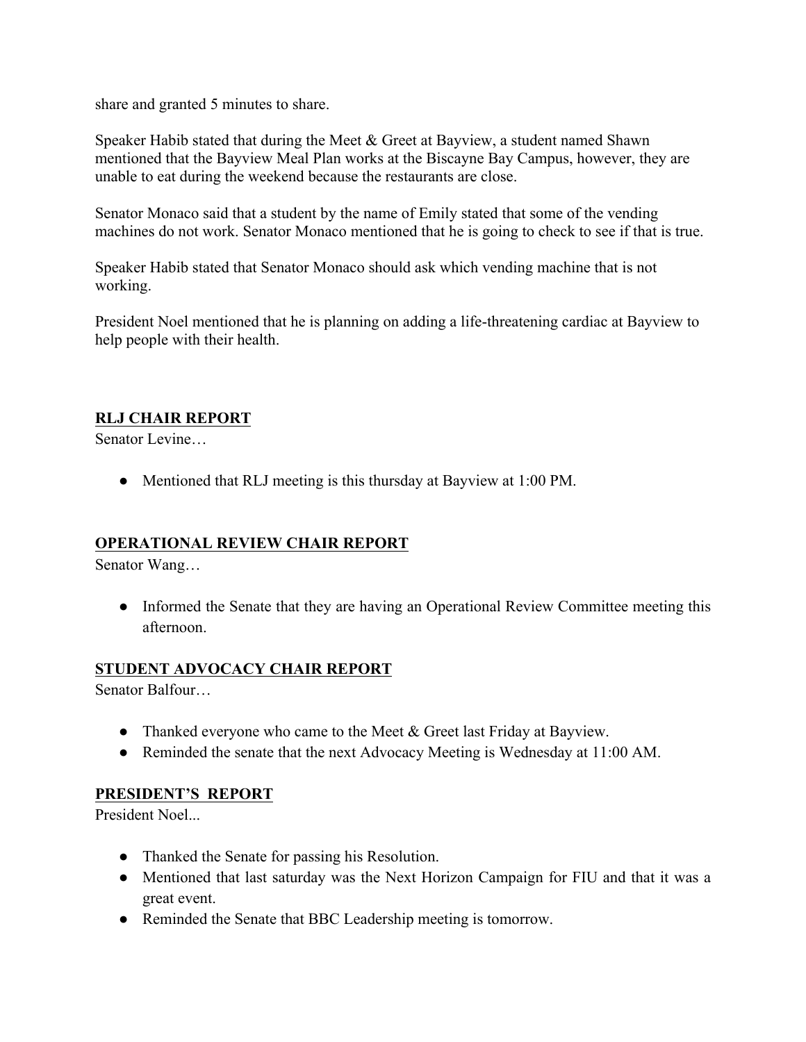share and granted 5 minutes to share.

Speaker Habib stated that during the Meet & Greet at Bayview, a student named Shawn mentioned that the Bayview Meal Plan works at the Biscayne Bay Campus, however, they are unable to eat during the weekend because the restaurants are close.

Senator Monaco said that a student by the name of Emily stated that some of the vending machines do not work. Senator Monaco mentioned that he is going to check to see if that is true.

Speaker Habib stated that Senator Monaco should ask which vending machine that is not working.

President Noel mentioned that he is planning on adding a life-threatening cardiac at Bayview to help people with their health.

## RLJ CHAIR REPORT

Senator Levine…

- Mentioned that RLJ meeting is this thursday at Bayview at 1:00 PM.

## OPERATIONAL REVIEW CHAIR REPORT

Senator Wang…

- Informed the Senate that they are having an Operational Review Committee meeting this afternoon.

## STUDENT ADVOCACY CHAIR REPORT

Senator Balfour…

- Thanked everyone who came to the Meet & Greet last Friday at Bayview.
- Reminded the senate that the next Advocacy Meeting is Wednesday at 11:00 AM.

## PRESIDENT'S REPORT

President Noel...

- Thanked the Senate for passing his Resolution.
- Mentioned that last saturday was the Next Horizon Campaign for FIU and that it was a great event.
- Reminded the Senate that BBC Leadership meeting is tomorrow.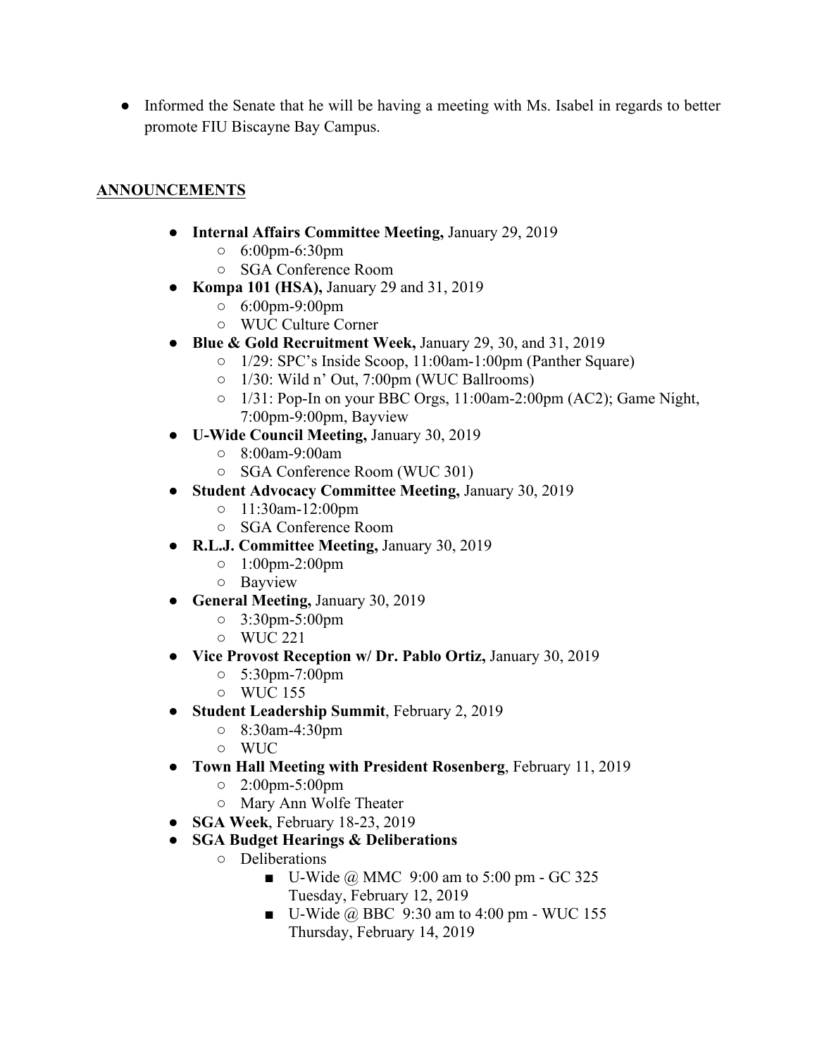- Informed the Senate that he will be having a meeting with Ms. Isabel in regards to better promote FIU Biscayne Bay Campus.

## ANNOUNCEMENTS

- **Internal Affairs Committee Meeting,** January 29, 2019
  - 6:00pm-6:30pm
  - SGA Conference Room
- **Kompa 101 (HSA),** January 29 and 31, 2019
  - 6:00pm-9:00pm
  - WUC Culture Corner
- **Blue & Gold Recruitment Week,** January 29, 30, and 31, 2019
  - 1/29: SPC's Inside Scoop, 11:00am-1:00pm (Panther Square)
  - 1/30: Wild n' Out, 7:00pm (WUC Ballrooms)
  - 1/31: Pop-In on your BBC Orgs, 11:00am-2:00pm (AC2); Game Night, 7:00pm-9:00pm, Bayview
- **U-Wide Council Meeting,** January 30, 2019
  - 8:00am-9:00am
  - SGA Conference Room (WUC 301)
- **Student Advocacy Committee Meeting,** January 30, 2019
  - 11:30am-12:00pm
  - SGA Conference Room
- **R.L.J. Committee Meeting,** January 30, 2019
  - 1:00pm-2:00pm
  - Bayview
- **General Meeting,** January 30, 2019
  - 3:30pm-5:00pm
  - WUC 221
- **Vice Provost Reception w/ Dr. Pablo Ortiz,** January 30, 2019
  - 5:30pm-7:00pm
  - WUC 155
- **Student Leadership Summit**, February 2, 2019
  - 8:30am-4:30pm
  - WUC
- **Town Hall Meeting with President Rosenberg**, February 11, 2019
  - 2:00pm-5:00pm
  - Mary Ann Wolfe Theater
- **SGA Week**, February 18-23, 2019
- **SGA Budget Hearings & Deliberations**
  - Deliberations
    - U-Wide @ MMC 9:00 am to 5:00 pm - GC 325
      Tuesday, February 12, 2019
    - U-Wide @ BBC 9:30 am to 4:00 pm - WUC 155
      Thursday, February 14, 2019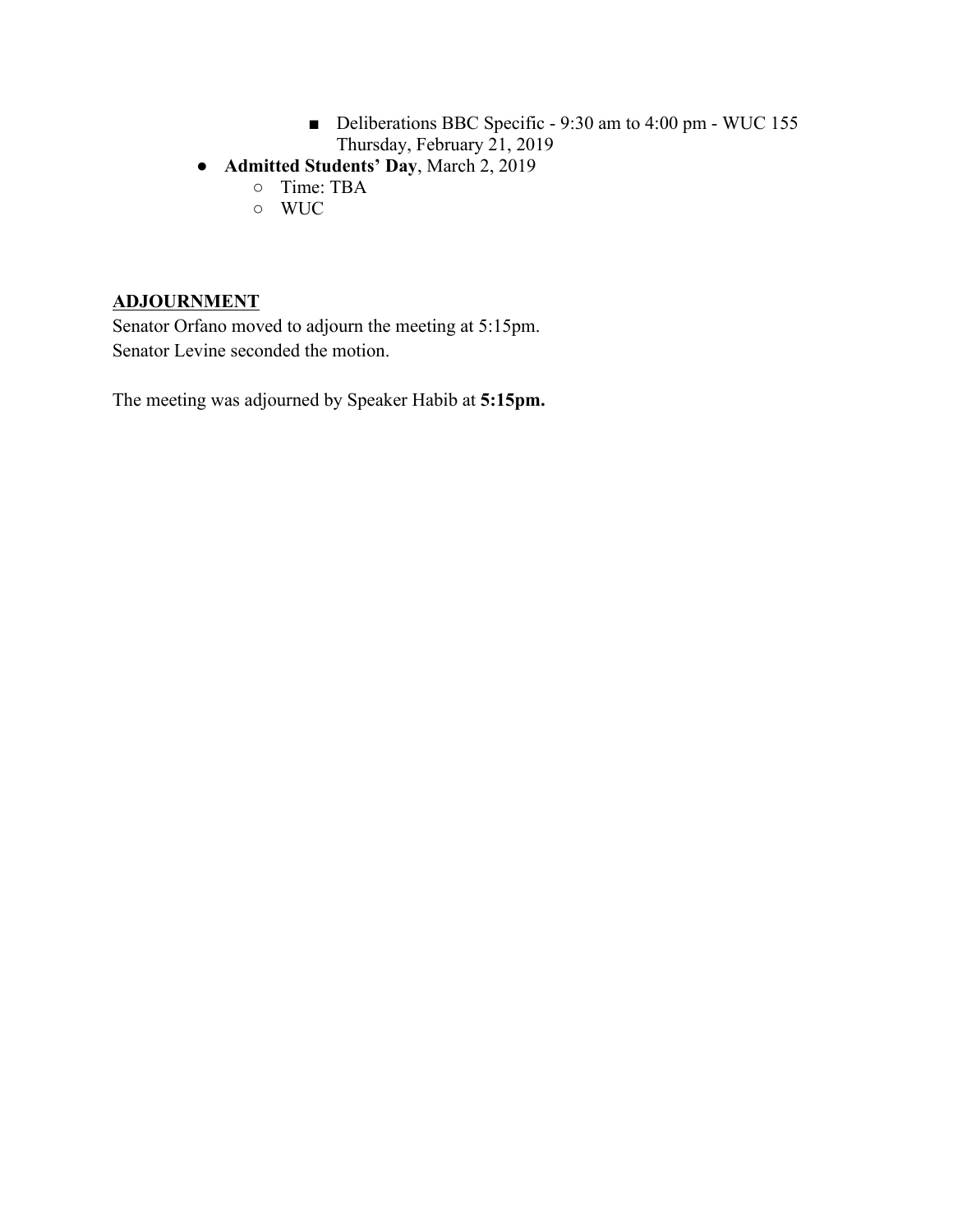- Deliberations BBC Specific - 9:30 am to 4:00 pm - WUC 155 Thursday, February 21, 2019
- **Admitted Students' Day**, March 2, 2019
    - Time: TBA
    - WUC

**ADJOURNMENT**

Senator Orfano moved to adjourn the meeting at 5:15pm.
Senator Levine seconded the motion.

The meeting was adjourned by Speaker Habib at **5:15pm.**